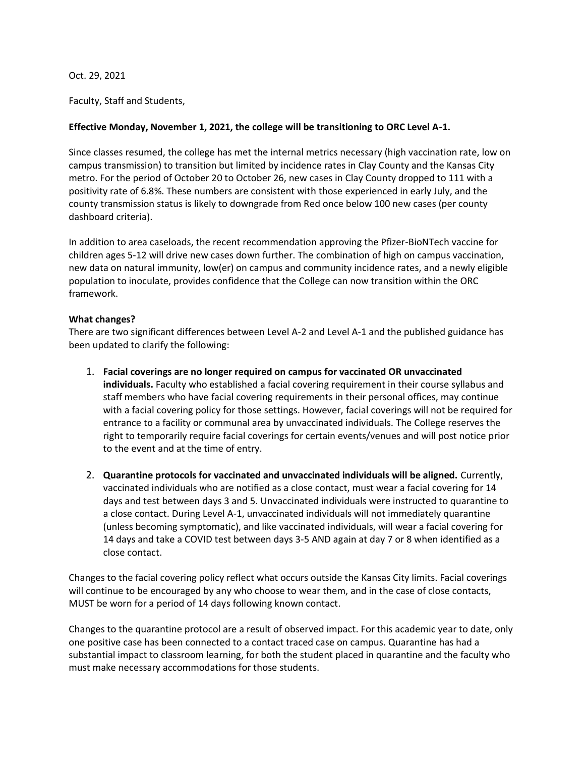Oct. 29, 2021

Faculty, Staff and Students,

**Effective Monday, November 1, 2021, the college will be transitioning to ORC Level A-1.**

Since classes resumed, the college has met the internal metrics necessary (high vaccination rate, low on campus transmission) to transition but limited by incidence rates in Clay County and the Kansas City metro. For the period of October 20 to October 26, new cases in Clay County dropped to 111 with a positivity rate of 6.8%. These numbers are consistent with those experienced in early July, and the county transmission status is likely to downgrade from Red once below 100 new cases (per county dashboard criteria).

In addition to area caseloads, the recent recommendation approving the Pfizer-BioNTech vaccine for children ages 5-12 will drive new cases down further. The combination of high on campus vaccination, new data on natural immunity, low(er) on campus and community incidence rates, and a newly eligible population to inoculate, provides confidence that the College can now transition within the ORC framework.

**What changes?**

There are two significant differences between Level A-2 and Level A-1 and the published guidance has been updated to clarify the following:

1. **Facial coverings are no longer required on campus for vaccinated OR unvaccinated individuals.** Faculty who established a facial covering requirement in their course syllabus and staff members who have facial covering requirements in their personal offices, may continue with a facial covering policy for those settings. However, facial coverings will not be required for entrance to a facility or communal area by unvaccinated individuals. The College reserves the right to temporarily require facial coverings for certain events/venues and will post notice prior to the event and at the time of entry.

2. **Quarantine protocols for vaccinated and unvaccinated individuals will be aligned.** Currently, vaccinated individuals who are notified as a close contact, must wear a facial covering for 14 days and test between days 3 and 5. Unvaccinated individuals were instructed to quarantine to a close contact. During Level A-1, unvaccinated individuals will not immediately quarantine (unless becoming symptomatic), and like vaccinated individuals, will wear a facial covering for 14 days and take a COVID test between days 3-5 AND again at day 7 or 8 when identified as a close contact.

Changes to the facial covering policy reflect what occurs outside the Kansas City limits. Facial coverings will continue to be encouraged by any who choose to wear them, and in the case of close contacts, MUST be worn for a period of 14 days following known contact.

Changes to the quarantine protocol are a result of observed impact. For this academic year to date, only one positive case has been connected to a contact traced case on campus. Quarantine has had a substantial impact to classroom learning, for both the student placed in quarantine and the faculty who must make necessary accommodations for those students.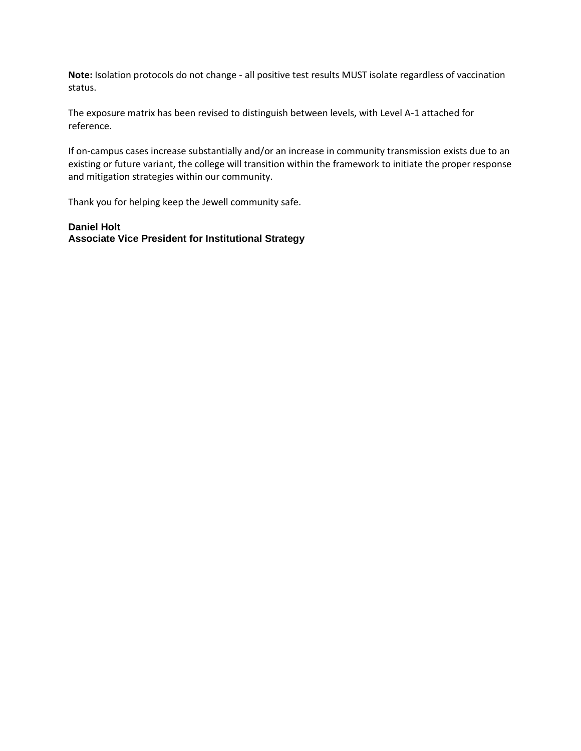**Note:** Isolation protocols do not change - all positive test results MUST isolate regardless of vaccination status.

The exposure matrix has been revised to distinguish between levels, with Level A-1 attached for reference.

If on-campus cases increase substantially and/or an increase in community transmission exists due to an existing or future variant, the college will transition within the framework to initiate the proper response and mitigation strategies within our community.

Thank you for helping keep the Jewell community safe.

**Daniel Holt**
**Associate Vice President for Institutional Strategy**